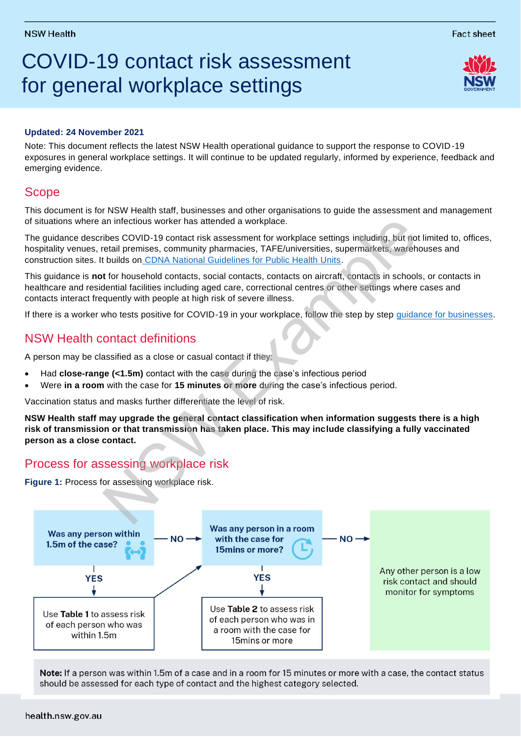NSW Health

Fact sheet

# COVID-19 contact risk assessment for general workplace settings

**Updated: 24 November 2021**

Note: This document reflects the latest NSW Health operational guidance to support the response to COVID-19 exposures in general workplace settings. It will continue to be updated regularly, informed by experience, feedback and emerging evidence.

## Scope

This document is for NSW Health staff, businesses and other organisations to guide the assessment and management of situations where an infectious worker has attended a workplace.

The guidance describes COVID-19 contact risk assessment for workplace settings including, but not limited to, offices, hospitality venues, retail premises, community pharmacies, TAFE/universities, supermarkets, warehouses and construction sites. It builds on CDNA National Guidelines for Public Health Units.

This guidance is **not** for household contacts, social contacts, contacts on aircraft, contacts in schools, or contacts in healthcare and residential facilities including aged care, correctional centres or other settings where cases and contacts interact frequently with people at high risk of severe illness.

If there is a worker who tests positive for COVID-19 in your workplace, follow the step by step guidance for businesses.

## NSW Health contact definitions

A person may be classified as a close or casual contact if they:

- Had **close-range (<1.5m)** contact with the case during the case's infectious period
- Were **in a room** with the case for **15 minutes or more** during the case's infectious period.

Vaccination status and masks further differentiate the level of risk.

**NSW Health staff may upgrade the general contact classification when information suggests there is a high risk of transmission or that transmission has taken place. This may include classifying a fully vaccinated person as a close contact.**

## Process for assessing workplace risk

**Figure 1:** Process for assessing workplace risk.

- **Was any person within 1.5m of the case?**
  - YES → Use **Table 1** to assess risk of each person who was within 1.5m
  - NO → **Was any person in a room with the case for 15mins or more?**
- **Was any person in a room with the case for 15mins or more?**
  - YES → Use **Table 2** to assess risk of each person who was in a room with the case for 15mins or more
  - NO → Any other person is a low risk contact and should monitor for symptoms

**Note:** If a person was within 1.5m of a case and in a room for 15 minutes or more with a case, the contact status should be assessed for each type of contact and the highest category selected.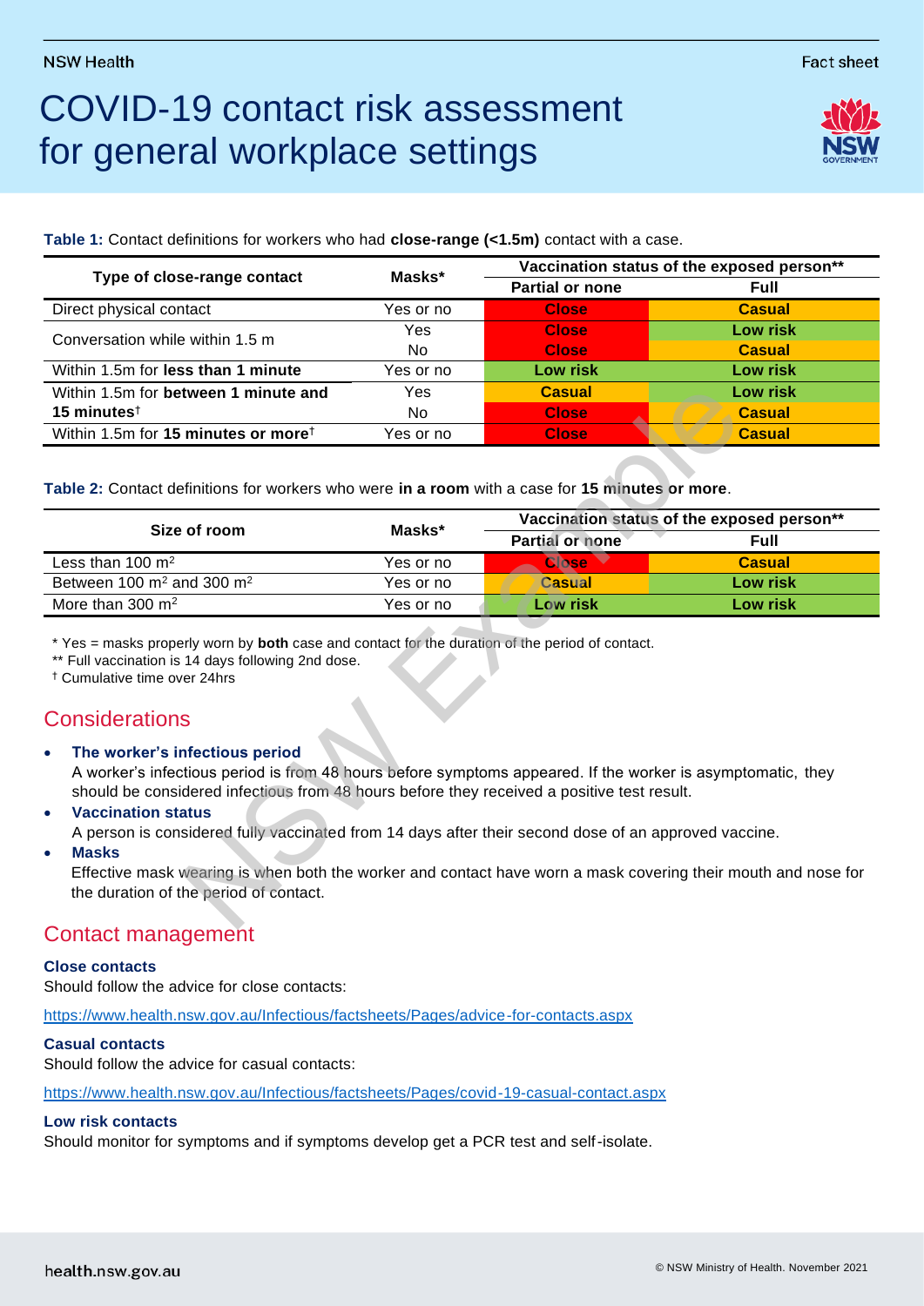# COVID-19 contact risk assessment for general workplace settings

**Table 1:** Contact definitions for workers who had **close-range (<1.5m)** contact with a case.

| Type of close-range contact | Masks* | Vaccination status of the exposed person** | |
|---|---|---|---|
| | | Partial or none | Full |
| Direct physical contact | Yes or no | Close | Casual |
| Conversation while within 1.5 m | Yes | Close | Low risk |
| | No | Close | Casual |
| Within 1.5m for **less than 1 minute** | Yes or no | Low risk | Low risk |
| Within 1.5m for **between 1 minute and 15 minutes**† | Yes | Casual | Low risk |
| | No | Close | Casual |
| Within 1.5m for **15 minutes or more**† | Yes or no | Close | Casual |

**Table 2:** Contact definitions for workers who were **in a room** with a case for **15 minutes or more**.

| Size of room | Masks* | Vaccination status of the exposed person** | |
|---|---|---|---|
| | | Partial or none | Full |
| Less than 100 $m^2$ | Yes or no | Close | Casual |
| Between 100 $m^2$ and 300 $m^2$ | Yes or no | Casual | Low risk |
| More than 300 $m^2$ | Yes or no | Low risk | Low risk |

* Yes = masks properly worn by **both** case and contact for the duration of the period of contact.
** Full vaccination is 14 days following 2nd dose.
† Cumulative time over 24hrs

## Considerations

- **The worker's infectious period**
  A worker's infectious period is from 48 hours before symptoms appeared. If the worker is asymptomatic, they should be considered infectious from 48 hours before they received a positive test result.
- **Vaccination status**
  A person is considered fully vaccinated from 14 days after their second dose of an approved vaccine.
- **Masks**
  Effective mask wearing is when both the worker and contact have worn a mask covering their mouth and nose for the duration of the period of contact.

## Contact management

**Close contacts**
Should follow the advice for close contacts:

https://www.health.nsw.gov.au/Infectious/factsheets/Pages/advice-for-contacts.aspx

**Casual contacts**
Should follow the advice for casual contacts:

https://www.health.nsw.gov.au/Infectious/factsheets/Pages/covid-19-casual-contact.aspx

**Low risk contacts**
Should monitor for symptoms and if symptoms develop get a PCR test and self-isolate.

© NSW Ministry of Health. November 2021